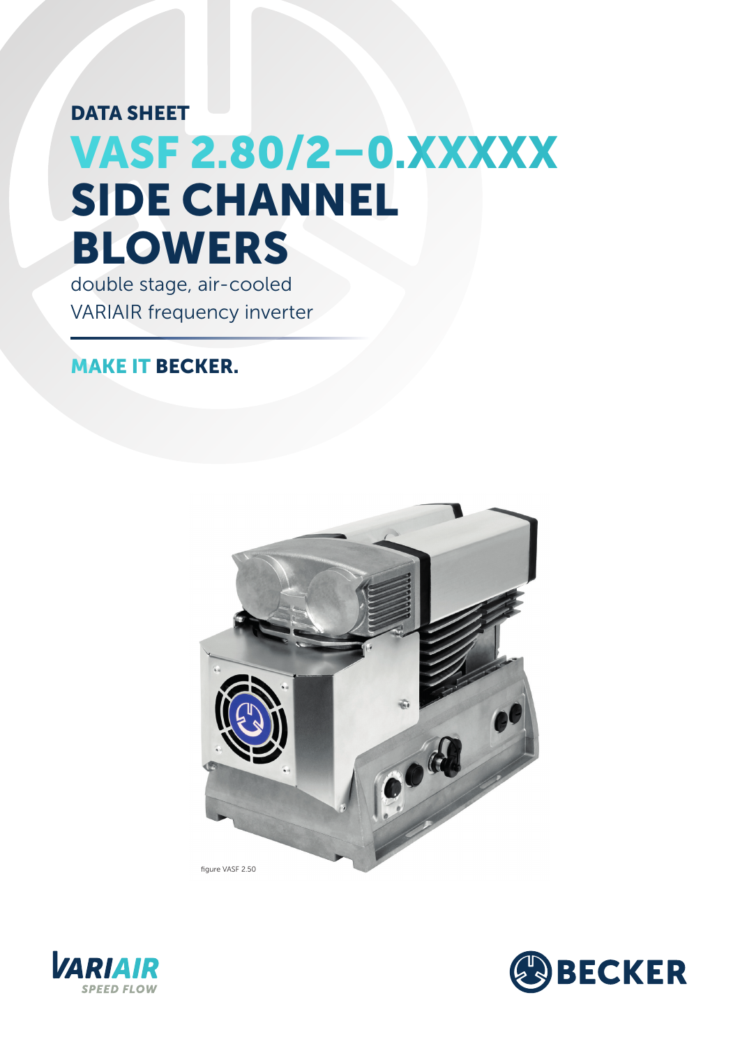DATA SHEET

# VASF 2.80/2–0.XXXXX SIDE CHANNEL BLOWERS

double stage, air-cooled
VARIAIR frequency inverter

**MAKE IT BECKER.**

figure VASF 2.50

VARIAIR SPEED FLOW

BECKER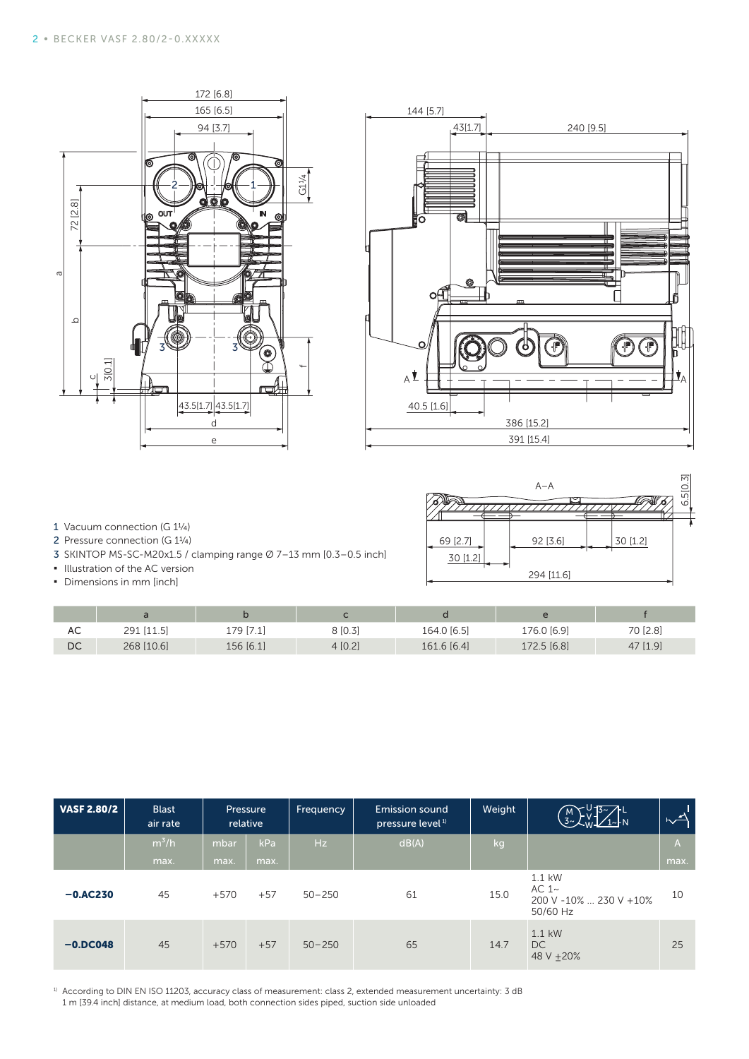1 Vacuum connection (G 1¼)
2 Pressure connection (G 1¼)
3 SKINTOP MS-SC-M20x1.5 / clamping range Ø 7–13 mm [0.3–0.5 inch]

- Illustration of the AC version
- Dimensions in mm [inch]

| | a | b | c | d | e | f |
|---|---|---|---|---|---|---|
| AC | 291 [11.5] | 179 [7.1] | 8 [0.3] | 164.0 [6.5] | 176.0 [6.9] | 70 [2.8] |
| DC | 268 [10.6] | 156 [6.1] | 4 [0.2] | 161.6 [6.4] | 172.5 [6.8] | 47 [1.9] |

| VASF 2.80/2 | Blast air rate | Pressure relative | | Frequency | Emission sound pressure level[1] | Weight | Motor | Current |
|---|---|---|---|---|---|---|---|---|
| | $m^3/h$ max. | mbar max. | kPa max. | Hz | dB(A) | kg | | A max. |
| **−0.AC230** | 45 | +570 | +57 | 50–250 | 61 | 15.0 | 1.1 kW AC 1~ 200 V -10% ... 230 V +10% 50/60 Hz | 10 |
| **−0.DC048** | 45 | +570 | +57 | 50–250 | 65 | 14.7 | 1.1 kW DC 48 V ±20% | 25 |

[1] According to DIN EN ISO 11203, accuracy class of measurement: class 2, extended measurement uncertainty: 3 dB
1 m [39.4 inch] distance, at medium load, both connection sides piped, suction side unloaded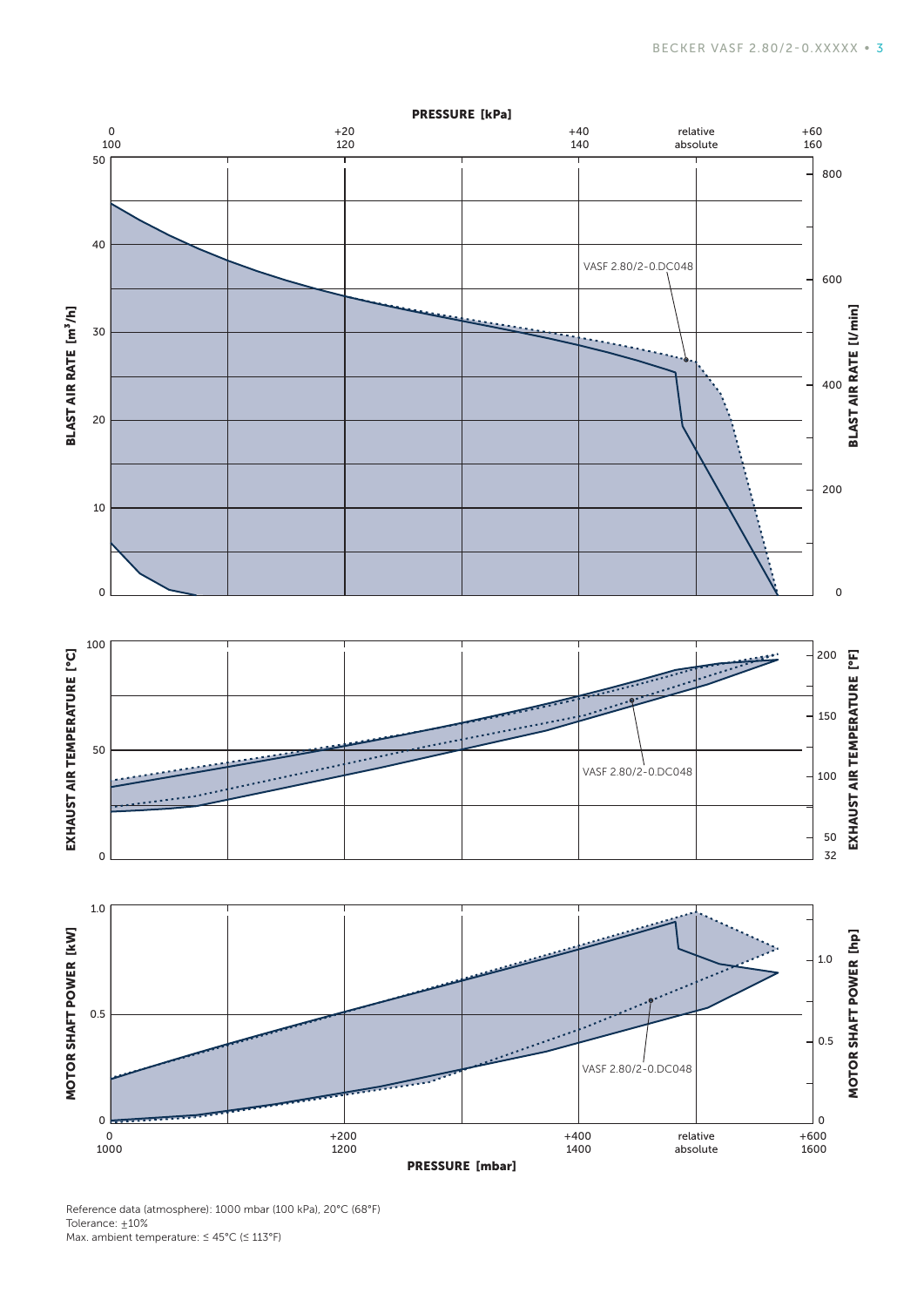PRESSURE [kPa]

BLAST AIR RATE [m³/h]

BLAST AIR RATE [l/min]

VASF 2.80/2-0.DC048

EXHAUST AIR TEMPERATURE [°C]

EXHAUST AIR TEMPERATURE [°F]

MOTOR SHAFT POWER [kW]

MOTOR SHAFT POWER [hp]

PRESSURE [mbar]

Reference data (atmosphere): 1000 mbar (100 kPa), 20°C (68°F)
Tolerance: ±10%
Max. ambient temperature: ≤ 45°C (≤ 113°F)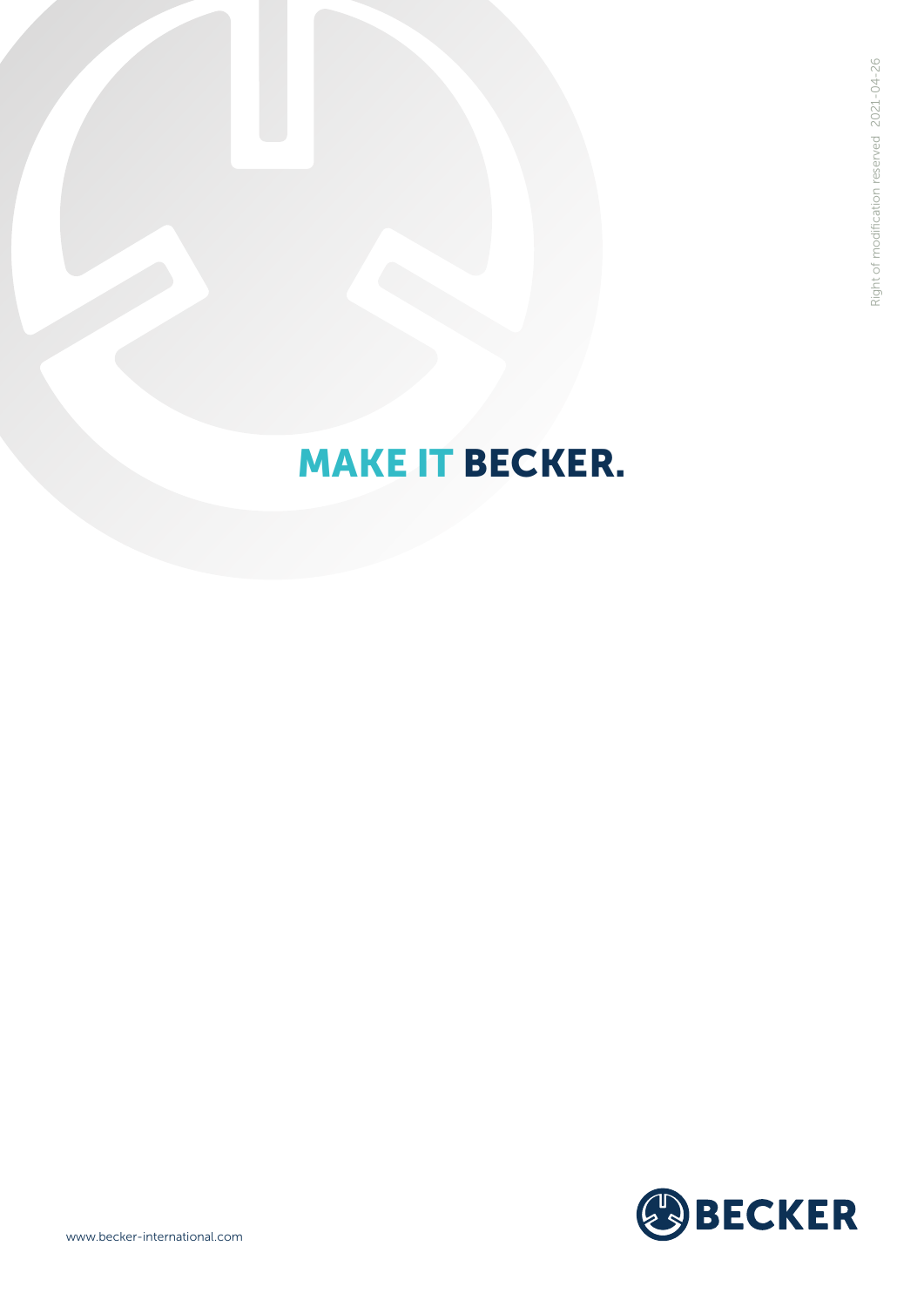# MAKE IT BECKER.

Right of modification reserved 2021-04-26

BECKER

www.becker-international.com